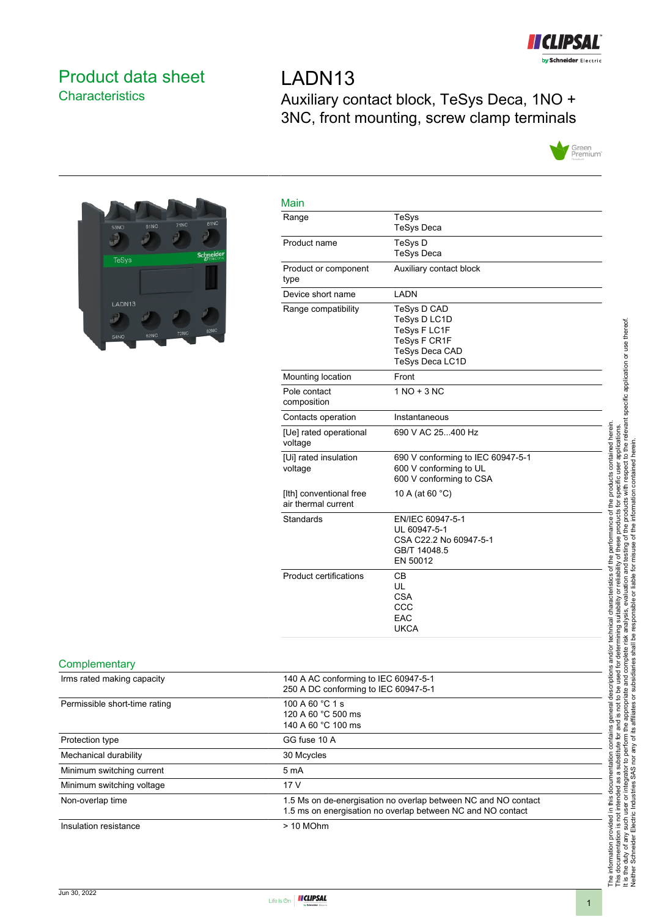# Product data sheet

## Characteristics

# LADN13

Auxiliary contact block, TeSys Deca, 1NO + 3NC, front mounting, screw clamp terminals

## Main

| | |
|---|---|
| Range | TeSys<br>TeSys Deca |
| Product name | TeSys D<br>TeSys Deca |
| Product or component type | Auxiliary contact block |
| Device short name | LADN |
| Range compatibility | TeSys D CAD<br>TeSys D LC1D<br>TeSys F LC1F<br>TeSys F CR1F<br>TeSys Deca CAD<br>TeSys Deca LC1D |
| Mounting location | Front |
| Pole contact composition | 1 NO + 3 NC |
| Contacts operation | Instantaneous |
| [Ue] rated operational voltage | 690 V AC 25...400 Hz |
| [Ui] rated insulation voltage | 690 V conforming to IEC 60947-5-1<br>600 V conforming to UL<br>600 V conforming to CSA |
| [Ith] conventional free air thermal current | 10 A (at 60 °C) |
| Standards | EN/IEC 60947-5-1<br>UL 60947-5-1<br>CSA C22.2 No 60947-5-1<br>GB/T 14048.5<br>EN 50012 |
| Product certifications | CB<br>UL<br>CSA<br>CCC<br>EAC<br>UKCA |

## Complementary

| | |
|---|---|
| Irms rated making capacity | 140 A AC conforming to IEC 60947-5-1<br>250 A DC conforming to IEC 60947-5-1 |
| Permissible short-time rating | 100 A 60 °C 1 s<br>120 A 60 °C 500 ms<br>140 A 60 °C 100 ms |
| Protection type | GG fuse 10 A |
| Mechanical durability | 30 Mcycles |
| Minimum switching current | 5 mA |
| Minimum switching voltage | 17 V |
| Non-overlap time | 1.5 Ms on de-energisation no overlap between NC and NO contact<br>1.5 ms on energisation no overlap between NC and NO contact |
| Insulation resistance | > 10 MOhm |

The information provided in this documentation contains general descriptions and/or technical characteristics of the performance of the products contained herein. This documentation is not intended as a substitute for and is not to be used for determining suitability or reliability of these products for specific user applications. It is the duty of any such user or integrator to perform the appropriate and complete risk analysis, evaluation and testing of the products with respect to the relevant specific application or use thereof. Neither Schneider Electric Industries SAS nor any of its affiliates or subsidiaries shall be responsible or liable for misuse of the information contained herein.

Jun 30, 2022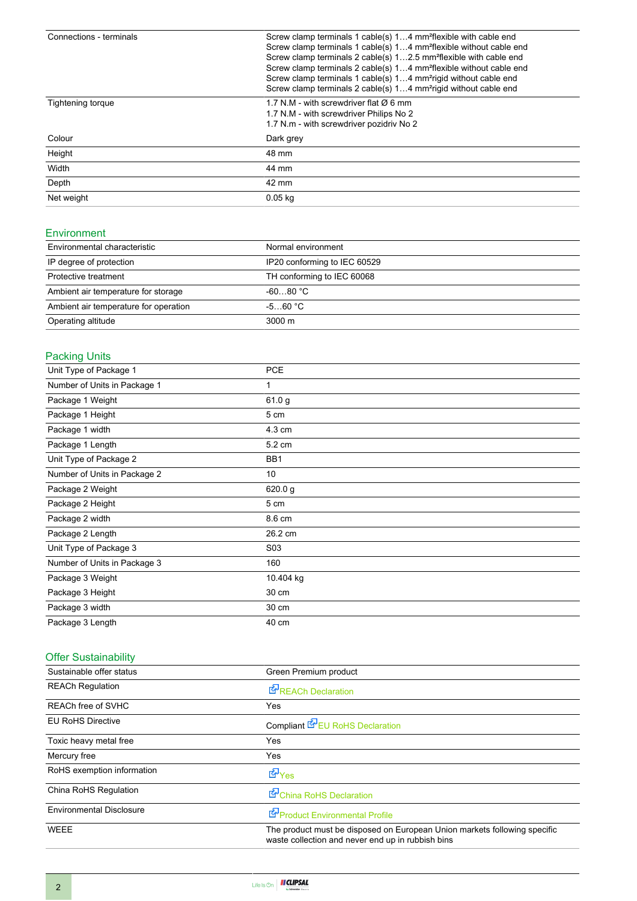| | |
|---|---|
| Connections - terminals | Screw clamp terminals 1 cable(s) 1…4 mm²flexible with cable end<br>Screw clamp terminals 1 cable(s) 1…4 mm²flexible without cable end<br>Screw clamp terminals 2 cable(s) 1…2.5 mm²flexible with cable end<br>Screw clamp terminals 2 cable(s) 1…4 mm²flexible without cable end<br>Screw clamp terminals 1 cable(s) 1…4 mm²rigid without cable end<br>Screw clamp terminals 2 cable(s) 1…4 mm²rigid without cable end |
| Tightening torque | 1.7 N.M - with screwdriver flat Ø 6 mm<br>1.7 N.M - with screwdriver Philips No 2<br>1.7 N.m - with screwdriver pozidriv No 2 |
| Colour | Dark grey |
| Height | 48 mm |
| Width | 44 mm |
| Depth | 42 mm |
| Net weight | 0.05 kg |

## Environment

| | |
|---|---|
| Environmental characteristic | Normal environment |
| IP degree of protection | IP20 conforming to IEC 60529 |
| Protective treatment | TH conforming to IEC 60068 |
| Ambient air temperature for storage | -60…80 °C |
| Ambient air temperature for operation | -5…60 °C |
| Operating altitude | 3000 m |

## Packing Units

| | |
|---|---|
| Unit Type of Package 1 | PCE |
| Number of Units in Package 1 | 1 |
| Package 1 Weight | 61.0 g |
| Package 1 Height | 5 cm |
| Package 1 width | 4.3 cm |
| Package 1 Length | 5.2 cm |
| Unit Type of Package 2 | BB1 |
| Number of Units in Package 2 | 10 |
| Package 2 Weight | 620.0 g |
| Package 2 Height | 5 cm |
| Package 2 width | 8.6 cm |
| Package 2 Length | 26.2 cm |
| Unit Type of Package 3 | S03 |
| Number of Units in Package 3 | 160 |
| Package 3 Weight | 10.404 kg |
| Package 3 Height | 30 cm |
| Package 3 width | 30 cm |
| Package 3 Length | 40 cm |

## Offer Sustainability

| | |
|---|---|
| Sustainable offer status | Green Premium product |
| REACh Regulation | REACh Declaration |
| REACh free of SVHC | Yes |
| EU RoHS Directive | Compliant EU RoHS Declaration |
| Toxic heavy metal free | Yes |
| Mercury free | Yes |
| RoHS exemption information | Yes |
| China RoHS Regulation | China RoHS Declaration |
| Environmental Disclosure | Product Environmental Profile |
| WEEE | The product must be disposed on European Union markets following specific waste collection and never end up in rubbish bins |